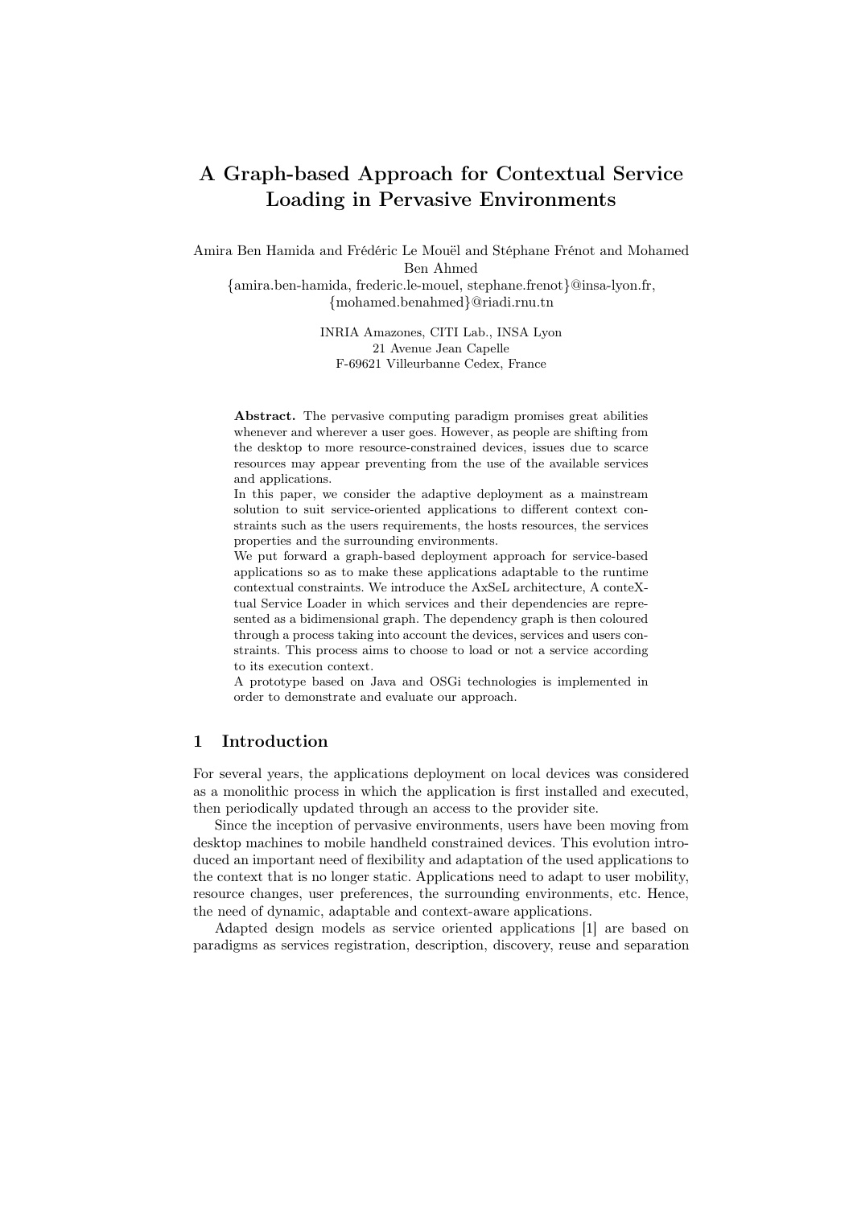# A Graph-based Approach for Contextual Service Loading in Pervasive Environments

Amira Ben Hamida and Frédéric Le Mouël and Stéphane Frénot and Mohamed Ben Ahmed

{amira.ben-hamida, frederic.le-mouel, stephane.frenot}@insa-lyon.fr, {mohamed.benahmed}@riadi.rnu.tn

INRIA Amazones, CITI Lab., INSA Lyon
21 Avenue Jean Capelle
F-69621 Villeurbanne Cedex, France

**Abstract.** The pervasive computing paradigm promises great abilities whenever and wherever a user goes. However, as people are shifting from the desktop to more resource-constrained devices, issues due to scarce resources may appear preventing from the use of the available services and applications.

In this paper, we consider the adaptive deployment as a mainstream solution to suit service-oriented applications to different context constraints such as the users requirements, the hosts resources, the services properties and the surrounding environments.

We put forward a graph-based deployment approach for service-based applications so as to make these applications adaptable to the runtime contextual constraints. We introduce the AxSeL architecture, A conteXtual Service Loader in which services and their dependencies are represented as a bidimensional graph. The dependency graph is then coloured through a process taking into account the devices, services and users constraints. This process aims to choose to load or not a service according to its execution context.

A prototype based on Java and OSGi technologies is implemented in order to demonstrate and evaluate our approach.

## 1 Introduction

For several years, the applications deployment on local devices was considered as a monolithic process in which the application is first installed and executed, then periodically updated through an access to the provider site.

Since the inception of pervasive environments, users have been moving from desktop machines to mobile handheld constrained devices. This evolution introduced an important need of flexibility and adaptation of the used applications to the context that is no longer static. Applications need to adapt to user mobility, resource changes, user preferences, the surrounding environments, etc. Hence, the need of dynamic, adaptable and context-aware applications.

Adapted design models as service oriented applications [1] are based on paradigms as services registration, description, discovery, reuse and separation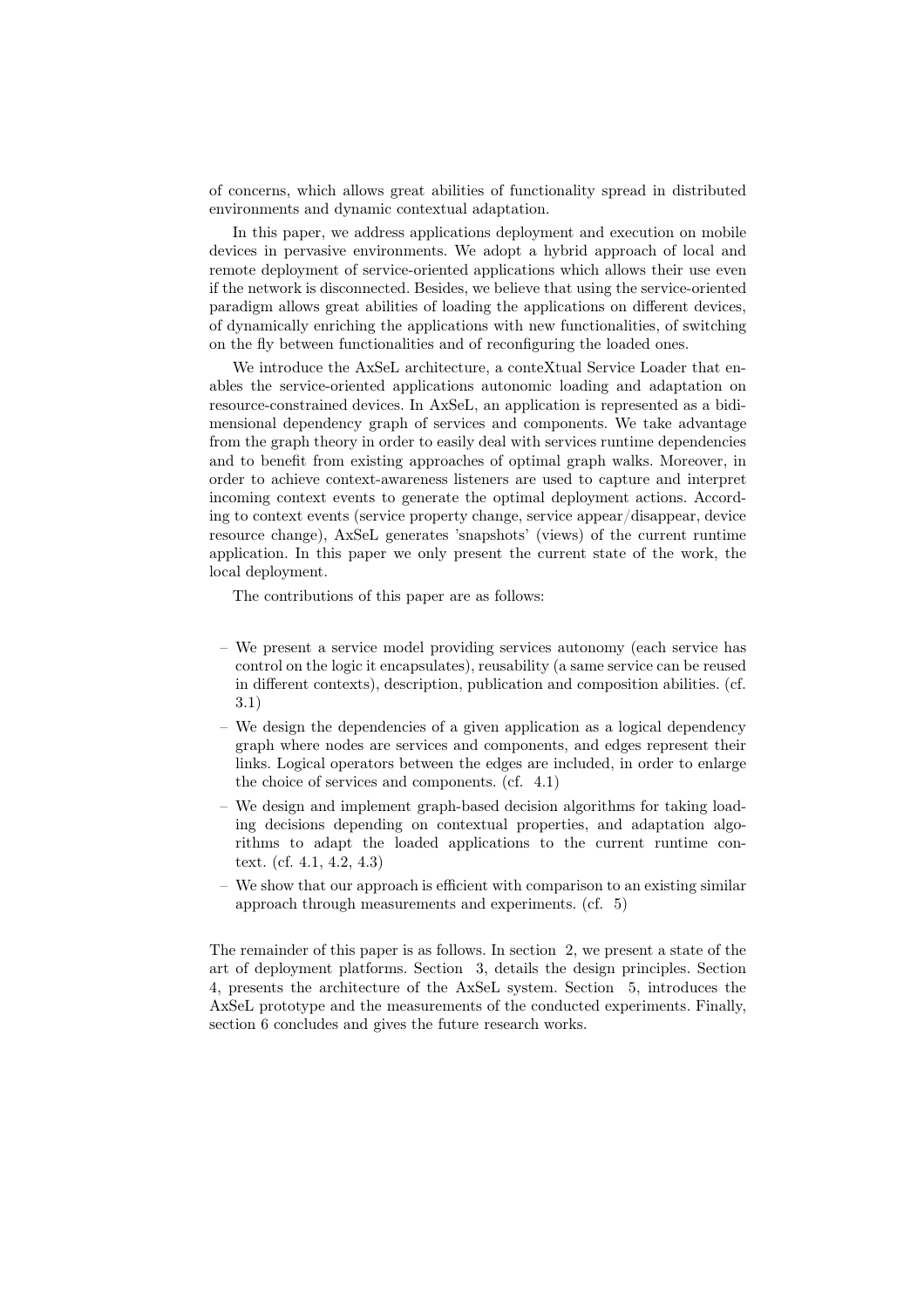of concerns, which allows great abilities of functionality spread in distributed environments and dynamic contextual adaptation.

In this paper, we address applications deployment and execution on mobile devices in pervasive environments. We adopt a hybrid approach of local and remote deployment of service-oriented applications which allows their use even if the network is disconnected. Besides, we believe that using the service-oriented paradigm allows great abilities of loading the applications on different devices, of dynamically enriching the applications with new functionalities, of switching on the fly between functionalities and of reconfiguring the loaded ones.

We introduce the AxSeL architecture, a conteXtual Service Loader that enables the service-oriented applications autonomic loading and adaptation on resource-constrained devices. In AxSeL, an application is represented as a bidimensional dependency graph of services and components. We take advantage from the graph theory in order to easily deal with services runtime dependencies and to benefit from existing approaches of optimal graph walks. Moreover, in order to achieve context-awareness listeners are used to capture and interpret incoming context events to generate the optimal deployment actions. According to context events (service property change, service appear/disappear, device resource change), AxSeL generates 'snapshots' (views) of the current runtime application. In this paper we only present the current state of the work, the local deployment.

The contributions of this paper are as follows:

- We present a service model providing services autonomy (each service has control on the logic it encapsulates), reusability (a same service can be reused in different contexts), description, publication and composition abilities. (cf. 3.1)
- We design the dependencies of a given application as a logical dependency graph where nodes are services and components, and edges represent their links. Logical operators between the edges are included, in order to enlarge the choice of services and components. (cf. 4.1)
- We design and implement graph-based decision algorithms for taking loading decisions depending on contextual properties, and adaptation algorithms to adapt the loaded applications to the current runtime context. (cf. 4.1, 4.2, 4.3)
- We show that our approach is efficient with comparison to an existing similar approach through measurements and experiments. (cf. 5)

The remainder of this paper is as follows. In section 2, we present a state of the art of deployment platforms. Section 3, details the design principles. Section 4, presents the architecture of the AxSeL system. Section 5, introduces the AxSeL prototype and the measurements of the conducted experiments. Finally, section 6 concludes and gives the future research works.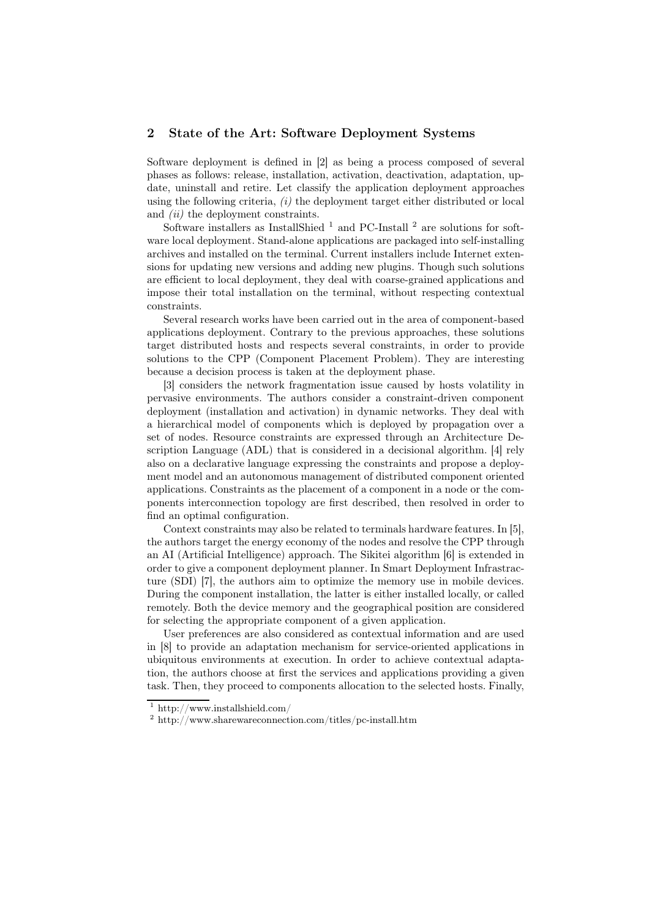## 2 State of the Art: Software Deployment Systems

Software deployment is defined in [2] as being a process composed of several phases as follows: release, installation, activation, deactivation, adaptation, update, uninstall and retire. Let classify the application deployment approaches using the following criteria, *(i)* the deployment target either distributed or local and *(ii)* the deployment constraints.

Software installers as InstallShied [1] and PC-Install [2] are solutions for software local deployment. Stand-alone applications are packaged into self-installing archives and installed on the terminal. Current installers include Internet extensions for updating new versions and adding new plugins. Though such solutions are efficient to local deployment, they deal with coarse-grained applications and impose their total installation on the terminal, without respecting contextual constraints.

Several research works have been carried out in the area of component-based applications deployment. Contrary to the previous approaches, these solutions target distributed hosts and respects several constraints, in order to provide solutions to the CPP (Component Placement Problem). They are interesting because a decision process is taken at the deployment phase.

[3] considers the network fragmentation issue caused by hosts volatility in pervasive environments. The authors consider a constraint-driven component deployment (installation and activation) in dynamic networks. They deal with a hierarchical model of components which is deployed by propagation over a set of nodes. Resource constraints are expressed through an Architecture Description Language (ADL) that is considered in a decisional algorithm. [4] rely also on a declarative language expressing the constraints and propose a deployment model and an autonomous management of distributed component oriented applications. Constraints as the placement of a component in a node or the components interconnection topology are first described, then resolved in order to find an optimal configuration.

Context constraints may also be related to terminals hardware features. In [5], the authors target the energy economy of the nodes and resolve the CPP through an AI (Artificial Intelligence) approach. The Sikitei algorithm [6] is extended in order to give a component deployment planner. In Smart Deployment Infrastructure (SDI) [7], the authors aim to optimize the memory use in mobile devices. During the component installation, the latter is either installed locally, or called remotely. Both the device memory and the geographical position are considered for selecting the appropriate component of a given application.

User preferences are also considered as contextual information and are used in [8] to provide an adaptation mechanism for service-oriented applications in ubiquitous environments at execution. In order to achieve contextual adaptation, the authors choose at first the services and applications providing a given task. Then, they proceed to components allocation to the selected hosts. Finally,

[1] http://www.installshield.com/

[2] http://www.sharewareconnection.com/titles/pc-install.htm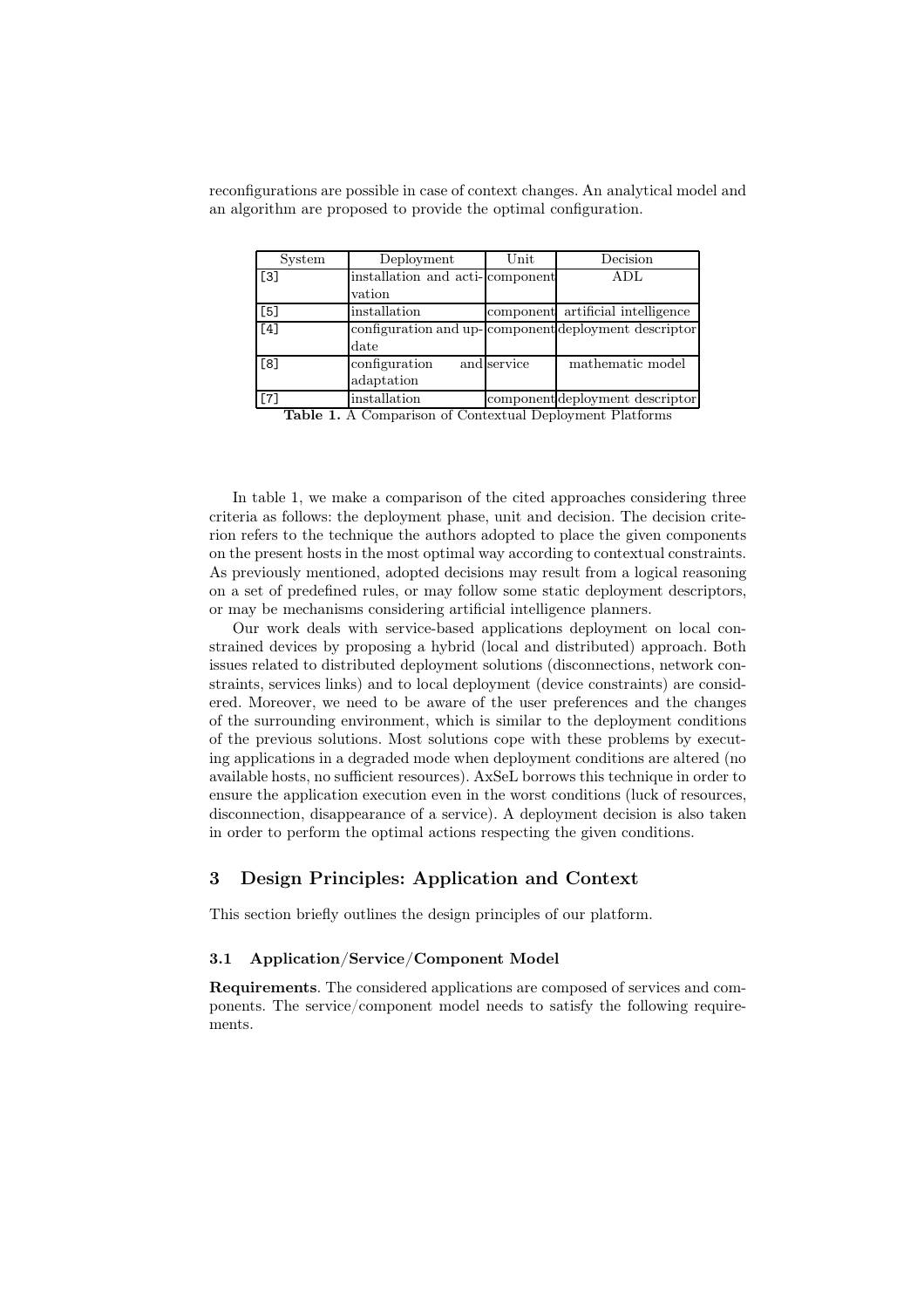reconfigurations are possible in case of context changes. An analytical model and an algorithm are proposed to provide the optimal configuration.

| System | Deployment | Unit | Decision |
|---|---|---|---|
| [3] | installation and activation | component | ADL |
| [5] | installation | component | artificial intelligence |
| [4] | configuration and update | component | deployment descriptor |
| [8] | configuration and adaptation | service | mathematic model |
| [7] | installation | component | deployment descriptor |

**Table 1.** A Comparison of Contextual Deployment Platforms

In table 1, we make a comparison of the cited approaches considering three criteria as follows: the deployment phase, unit and decision. The decision criterion refers to the technique the authors adopted to place the given components on the present hosts in the most optimal way according to contextual constraints. As previously mentioned, adopted decisions may result from a logical reasoning on a set of predefined rules, or may follow some static deployment descriptors, or may be mechanisms considering artificial intelligence planners.

Our work deals with service-based applications deployment on local constrained devices by proposing a hybrid (local and distributed) approach. Both issues related to distributed deployment solutions (disconnections, network constraints, services links) and to local deployment (device constraints) are considered. Moreover, we need to be aware of the user preferences and the changes of the surrounding environment, which is similar to the deployment conditions of the previous solutions. Most solutions cope with these problems by executing applications in a degraded mode when deployment conditions are altered (no available hosts, no sufficient resources). AxSeL borrows this technique in order to ensure the application execution even in the worst conditions (luck of resources, disconnection, disappearance of a service). A deployment decision is also taken in order to perform the optimal actions respecting the given conditions.

## 3 Design Principles: Application and Context

This section briefly outlines the design principles of our platform.

### 3.1 Application/Service/Component Model

**Requirements**. The considered applications are composed of services and components. The service/component model needs to satisfy the following requirements.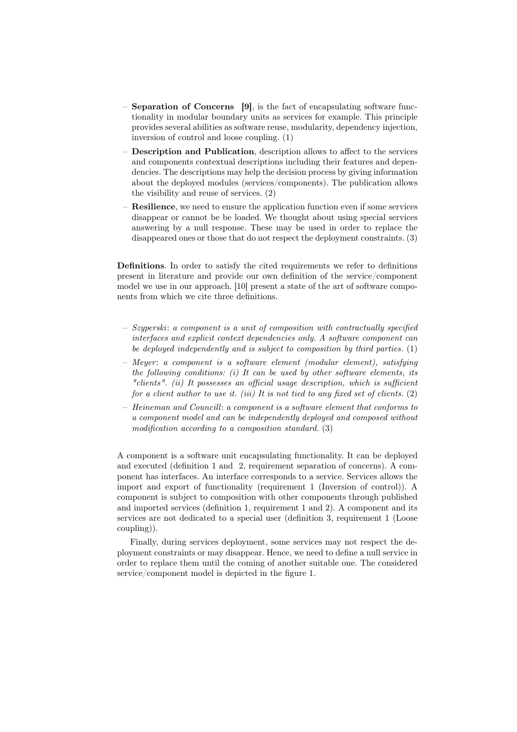- **Separation of Concerns [9]**, is the fact of encapsulating software functionality in modular boundary units as services for example. This principle provides several abilities as software reuse, modularity, dependency injection, inversion of control and loose coupling. (1)
- **Description and Publication**, description allows to affect to the services and components contextual descriptions including their features and dependencies. The descriptions may help the decision process by giving information about the deployed modules (services/components). The publication allows the visibility and reuse of services. (2)
- **Resilience**, we need to ensure the application function even if some services disappear or cannot be be loaded. We thought about using special services answering by a null response. These may be used in order to replace the disappeared ones or those that do not respect the deployment constraints. (3)

**Definitions**. In order to satisfy the cited requirements we refer to definitions present in literature and provide our own definition of the service/component model we use in our approach. [10] present a state of the art of software components from which we cite three definitions.

- *Szyperski*: *a component is a unit of composition with contractually specified interfaces and explicit context dependencies only. A software component can be deployed independently and is subject to composition by third parties.* (1)
- *Meyer*: *a component is a software element (modular element), satisfying the following conditions: (i) It can be used by other software elements, its "clients". (ii) It possesses an official usage description, which is sufficient for a client author to use it. (iii) It is not tied to any fixed set of clients.* (2)
- *Heineman and Councill*: *a component is a software element that conforms to a component model and can be independently deployed and composed without modification according to a composition standard.* (3)

A component is a software unit encapsulating functionality. It can be deployed and executed (definition 1 and 2, requirement separation of concerns). A component has interfaces. An interface corresponds to a service. Services allows the import and export of functionality (requirement 1 (Inversion of control)). A component is subject to composition with other components through published and imported services (definition 1, requirement 1 and 2). A component and its services are not dedicated to a special user (definition 3, requirement 1 (Loose coupling)).

Finally, during services deployment, some services may not respect the deployment constraints or may disappear. Hence, we need to define a null service in order to replace them until the coming of another suitable one. The considered service/component model is depicted in the figure 1.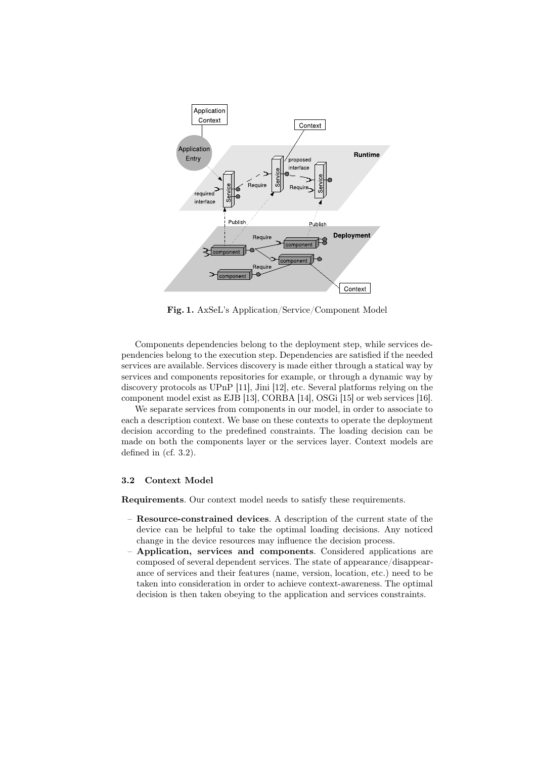**Fig. 1.** AxSeL's Application/Service/Component Model

Components dependencies belong to the deployment step, while services dependencies belong to the execution step. Dependencies are satisfied if the needed services are available. Services discovery is made either through a statical way by services and components repositories for example, or through a dynamic way by discovery protocols as UPnP [11], Jini [12], etc. Several platforms relying on the component model exist as EJB [13], CORBA [14], OSGi [15] or web services [16].

We separate services from components in our model, in order to associate to each a description context. We base on these contexts to operate the deployment decision according to the predefined constraints. The loading decision can be made on both the components layer or the services layer. Context models are defined in (cf. 3.2).

### 3.2 Context Model

**Requirements**. Our context model needs to satisfy these requirements.

- **Resource-constrained devices**. A description of the current state of the device can be helpful to take the optimal loading decisions. Any noticed change in the device resources may influence the decision process.
- **Application, services and components**. Considered applications are composed of several dependent services. The state of appearance/disappearance of services and their features (name, version, location, etc.) need to be taken into consideration in order to achieve context-awareness. The optimal decision is then taken obeying to the application and services constraints.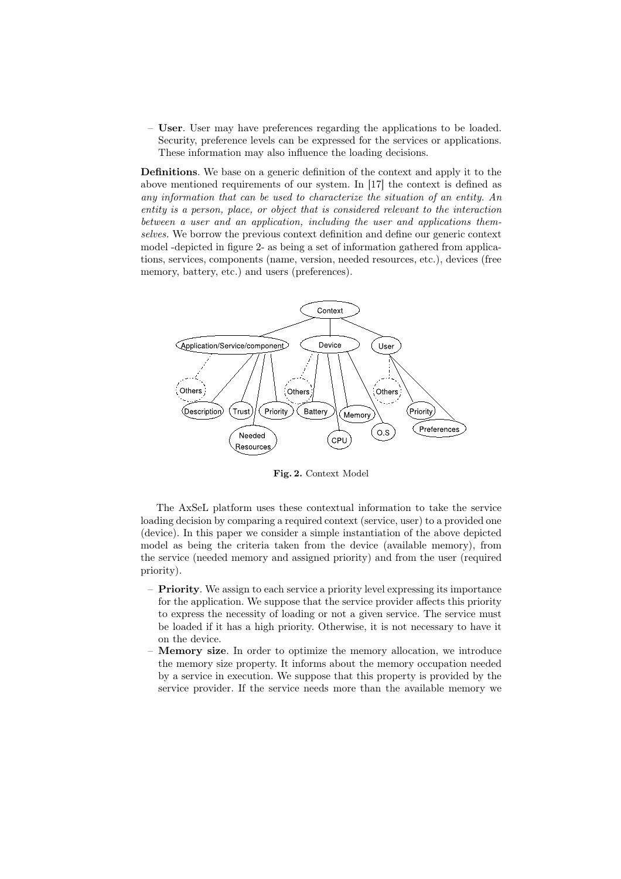– **User**. User may have preferences regarding the applications to be loaded. Security, preference levels can be expressed for the services or applications. These information may also influence the loading decisions.

**Definitions**. We base on a generic definition of the context and apply it to the above mentioned requirements of our system. In [17] the context is defined as *any information that can be used to characterize the situation of an entity. An entity is a person, place, or object that is considered relevant to the interaction between a user and an application, including the user and applications themselves.* We borrow the previous context definition and define our generic context model -depicted in figure 2- as being a set of information gathered from applications, services, components (name, version, needed resources, etc.), devices (free memory, battery, etc.) and users (preferences).

Context
Application/Service/component
Device
User
Others
Description
Trust
Priority
Needed Resources
Others
Battery
Memory
CPU
O.S
Others
Priority
Preferences

**Fig. 2.** Context Model

The AxSeL platform uses these contextual information to take the service loading decision by comparing a required context (service, user) to a provided one (device). In this paper we consider a simple instantiation of the above depicted model as being the criteria taken from the device (available memory), from the service (needed memory and assigned priority) and from the user (required priority).

– **Priority**. We assign to each service a priority level expressing its importance for the application. We suppose that the service provider affects this priority to express the necessity of loading or not a given service. The service must be loaded if it has a high priority. Otherwise, it is not necessary to have it on the device.
– **Memory size**. In order to optimize the memory allocation, we introduce the memory size property. It informs about the memory occupation needed by a service in execution. We suppose that this property is provided by the service provider. If the service needs more than the available memory we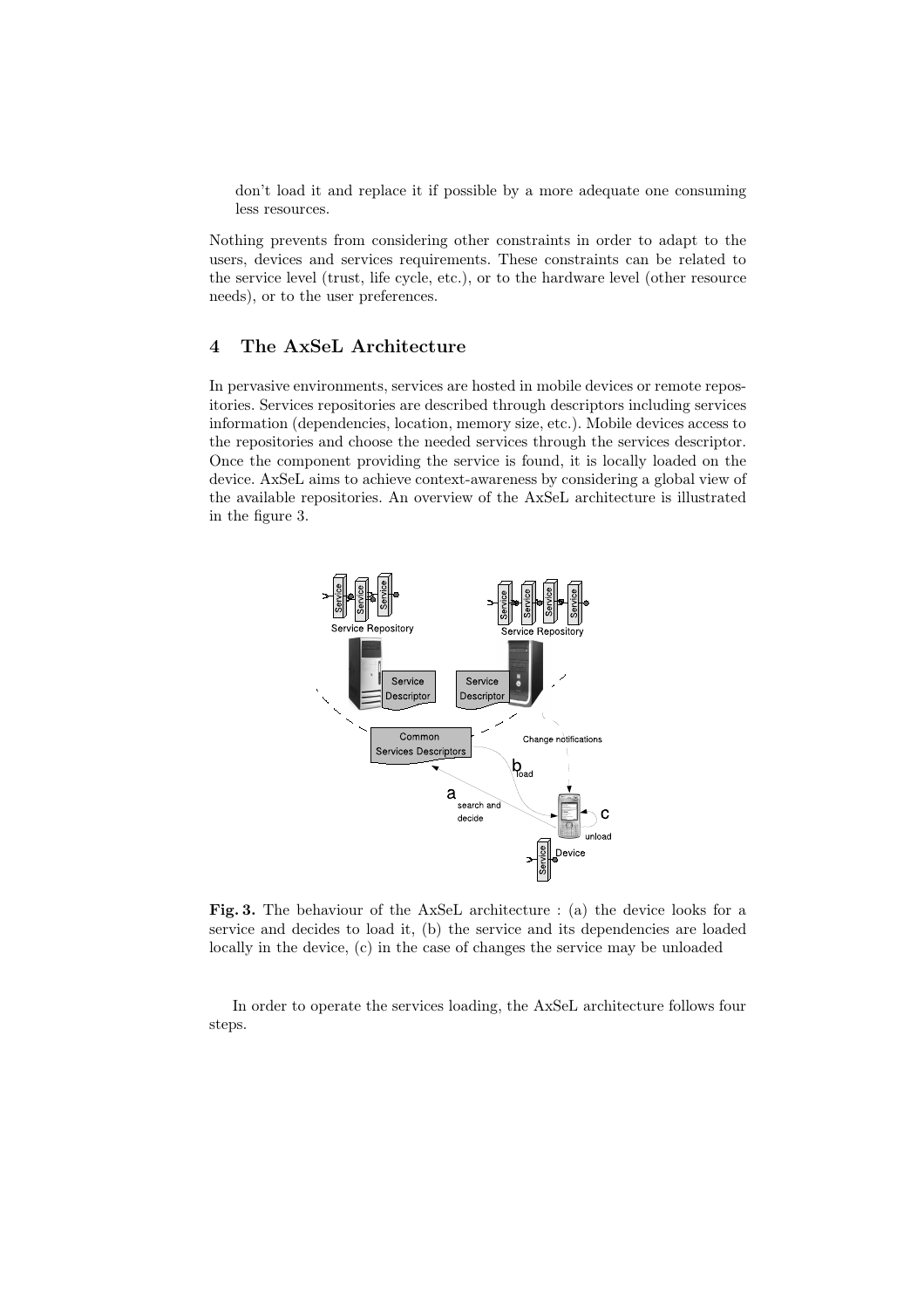don't load it and replace it if possible by a more adequate one consuming less resources.

Nothing prevents from considering other constraints in order to adapt to the users, devices and services requirements. These constraints can be related to the service level (trust, life cycle, etc.), or to the hardware level (other resource needs), or to the user preferences.

## 4 The AxSeL Architecture

In pervasive environments, services are hosted in mobile devices or remote repositories. Services repositories are described through descriptors including services information (dependencies, location, memory size, etc.). Mobile devices access to the repositories and choose the needed services through the services descriptor. Once the component providing the service is found, it is locally loaded on the device. AxSeL aims to achieve context-awareness by considering a global view of the available repositories. An overview of the AxSeL architecture is illustrated in the figure 3.

**Fig. 3.** The behaviour of the AxSeL architecture : (a) the device looks for a service and decides to load it, (b) the service and its dependencies are loaded locally in the device, (c) in the case of changes the service may be unloaded

In order to operate the services loading, the AxSeL architecture follows four steps.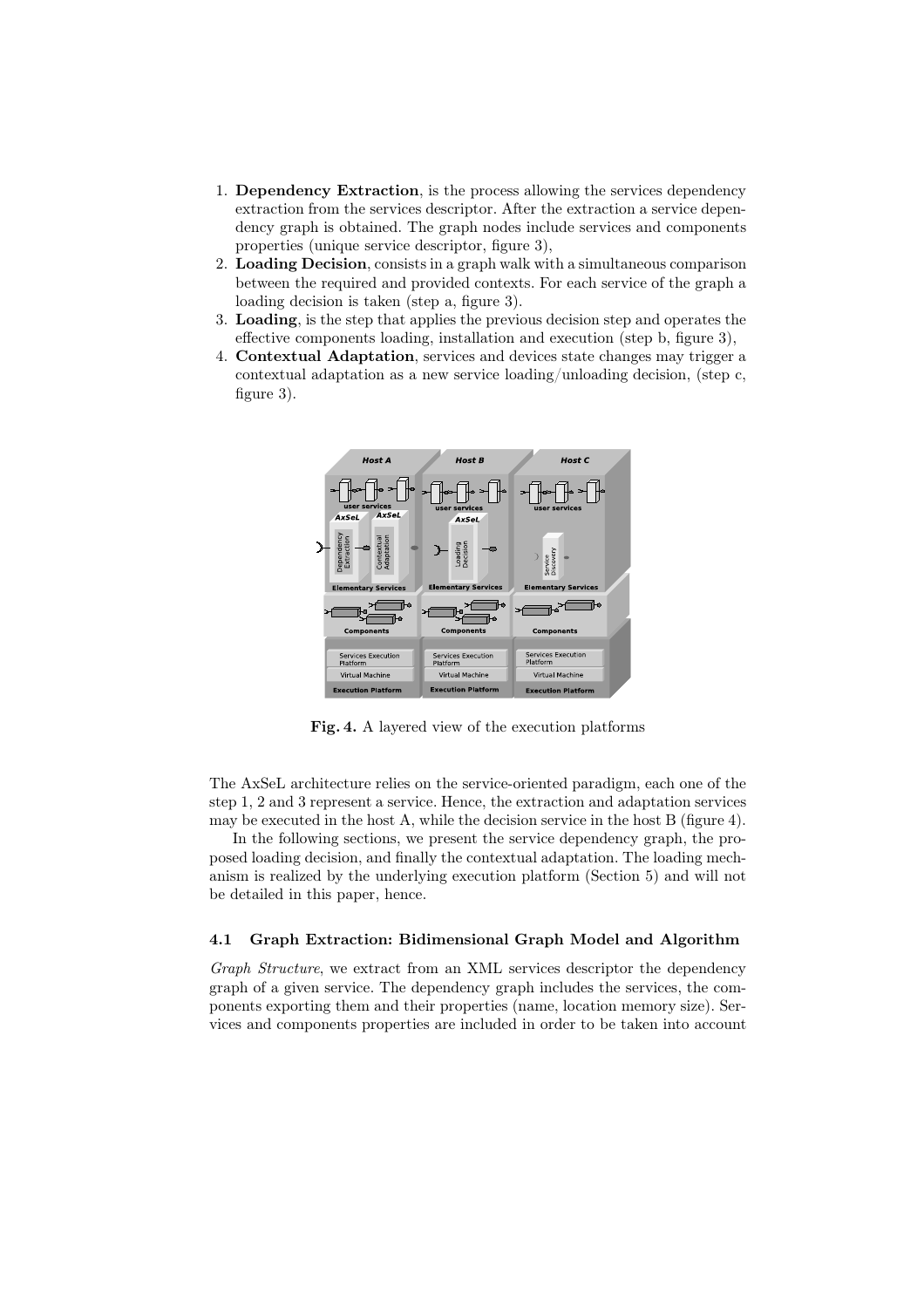1. **Dependency Extraction**, is the process allowing the services dependency extraction from the services descriptor. After the extraction a service dependency graph is obtained. The graph nodes include services and components properties (unique service descriptor, figure 3),
2. **Loading Decision**, consists in a graph walk with a simultaneous comparison between the required and provided contexts. For each service of the graph a loading decision is taken (step a, figure 3).
3. **Loading**, is the step that applies the previous decision step and operates the effective components loading, installation and execution (step b, figure 3),
4. **Contextual Adaptation**, services and devices state changes may trigger a contextual adaptation as a new service loading/unloading decision, (step c, figure 3).

**Fig. 4.** A layered view of the execution platforms

The AxSeL architecture relies on the service-oriented paradigm, each one of the step 1, 2 and 3 represent a service. Hence, the extraction and adaptation services may be executed in the host A, while the decision service in the host B (figure 4).

In the following sections, we present the service dependency graph, the proposed loading decision, and finally the contextual adaptation. The loading mechanism is realized by the underlying execution platform (Section 5) and will not be detailed in this paper, hence.

### 4.1 Graph Extraction: Bidimensional Graph Model and Algorithm

*Graph Structure*, we extract from an XML services descriptor the dependency graph of a given service. The dependency graph includes the services, the components exporting them and their properties (name, location memory size). Services and components properties are included in order to be taken into account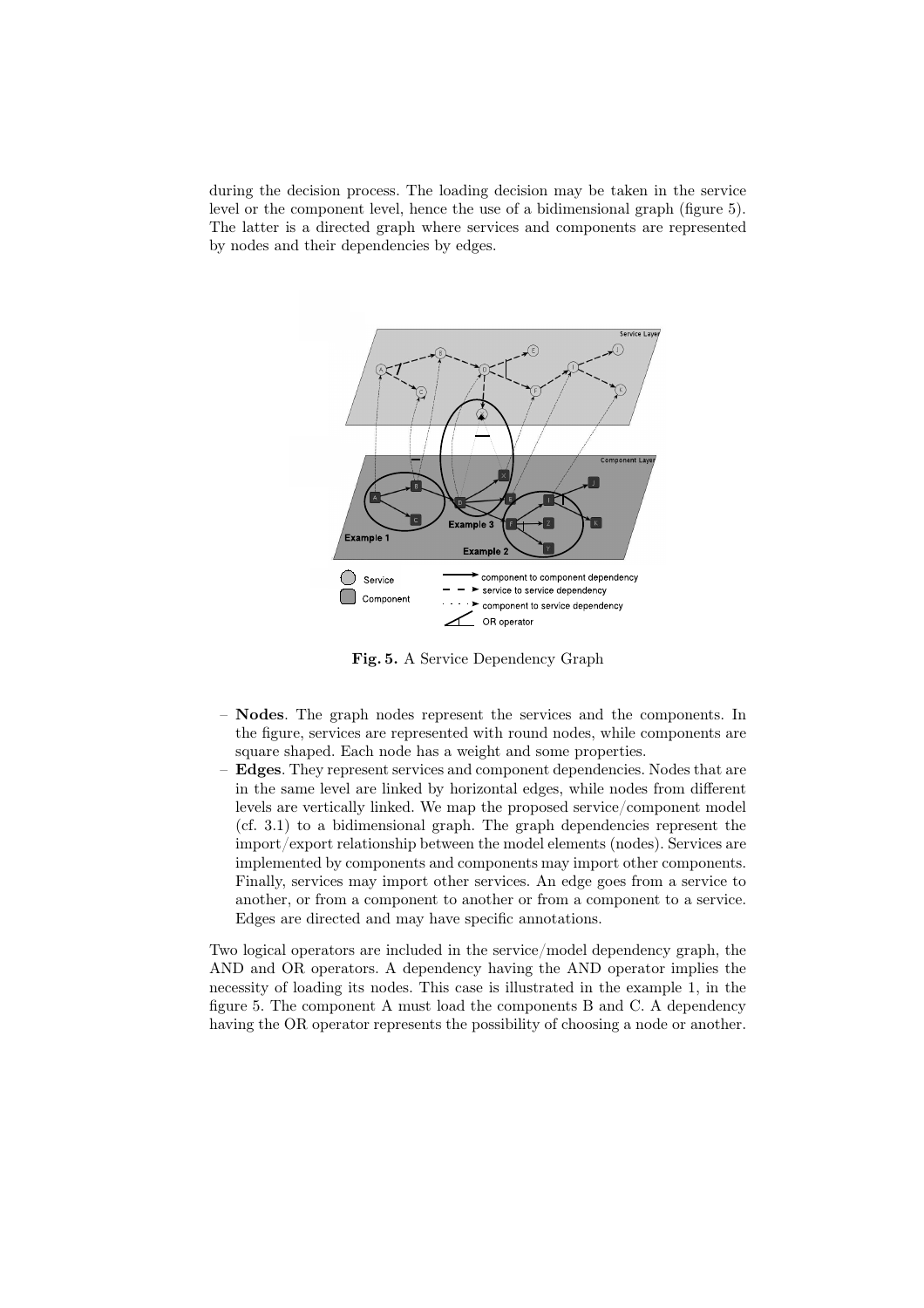during the decision process. The loading decision may be taken in the service level or the component level, hence the use of a bidimensional graph (figure 5). The latter is a directed graph where services and components are represented by nodes and their dependencies by edges.

**Fig. 5.** A Service Dependency Graph

- **Nodes**. The graph nodes represent the services and the components. In the figure, services are represented with round nodes, while components are square shaped. Each node has a weight and some properties.
- **Edges**. They represent services and component dependencies. Nodes that are in the same level are linked by horizontal edges, while nodes from different levels are vertically linked. We map the proposed service/component model (cf. 3.1) to a bidimensional graph. The graph dependencies represent the import/export relationship between the model elements (nodes). Services are implemented by components and components may import other components. Finally, services may import other services. An edge goes from a service to another, or from a component to another or from a component to a service. Edges are directed and may have specific annotations.

Two logical operators are included in the service/model dependency graph, the AND and OR operators. A dependency having the AND operator implies the necessity of loading its nodes. This case is illustrated in the example 1, in the figure 5. The component A must load the components B and C. A dependency having the OR operator represents the possibility of choosing a node or another.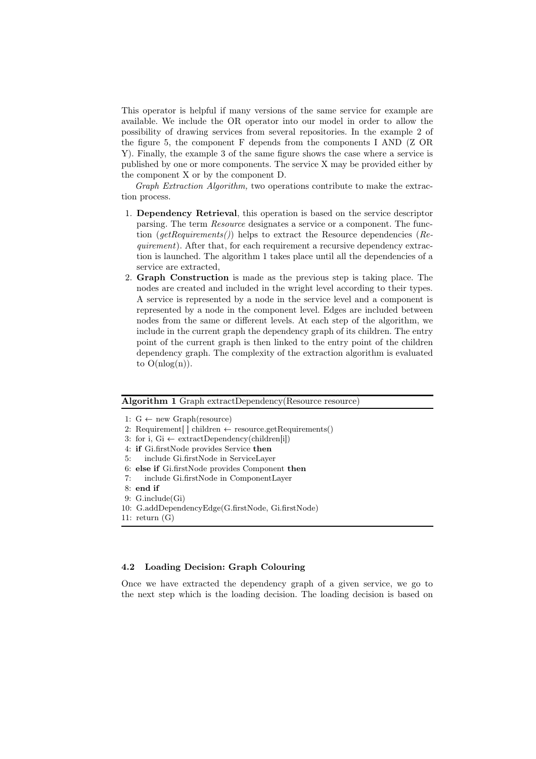This operator is helpful if many versions of the same service for example are available. We include the OR operator into our model in order to allow the possibility of drawing services from several repositories. In the example 2 of the figure 5, the component F depends from the components I AND (Z OR Y). Finally, the example 3 of the same figure shows the case where a service is published by one or more components. The service X may be provided either by the component X or by the component D.

*Graph Extraction Algorithm,* two operations contribute to make the extraction process.

1. **Dependency Retrieval**, this operation is based on the service descriptor parsing. The term *Resource* designates a service or a component. The function (*getRequirements()*) helps to extract the Resource dependencies (*Requirement*). After that, for each requirement a recursive dependency extraction is launched. The algorithm 1 takes place until all the dependencies of a service are extracted,
2. **Graph Construction** is made as the previous step is taking place. The nodes are created and included in the wright level according to their types. A service is represented by a node in the service level and a component is represented by a node in the component level. Edges are included between nodes from the same or different levels. At each step of the algorithm, we include in the current graph the dependency graph of its children. The entry point of the current graph is then linked to the entry point of the children dependency graph. The complexity of the extraction algorithm is evaluated to O(nlog(n)).

**Algorithm 1** Graph extractDependency(Resource resource)

```
1:  G ← new Graph(resource)
2:  Requirement[ ] children ← resource.getRequirements()
3:  for i, Gi ← extractDependency(children[i])
4:  if Gi.firstNode provides Service then
5:     include Gi.firstNode in ServiceLayer
6:  else if Gi.firstNode provides Component then
7:     include Gi.firstNode in ComponentLayer
8:  end if
9:  G.include(Gi)
10: G.addDependencyEdge(G.firstNode, Gi.firstNode)
11: return (G)
```

### 4.2 Loading Decision: Graph Colouring

Once we have extracted the dependency graph of a given service, we go to the next step which is the loading decision. The loading decision is based on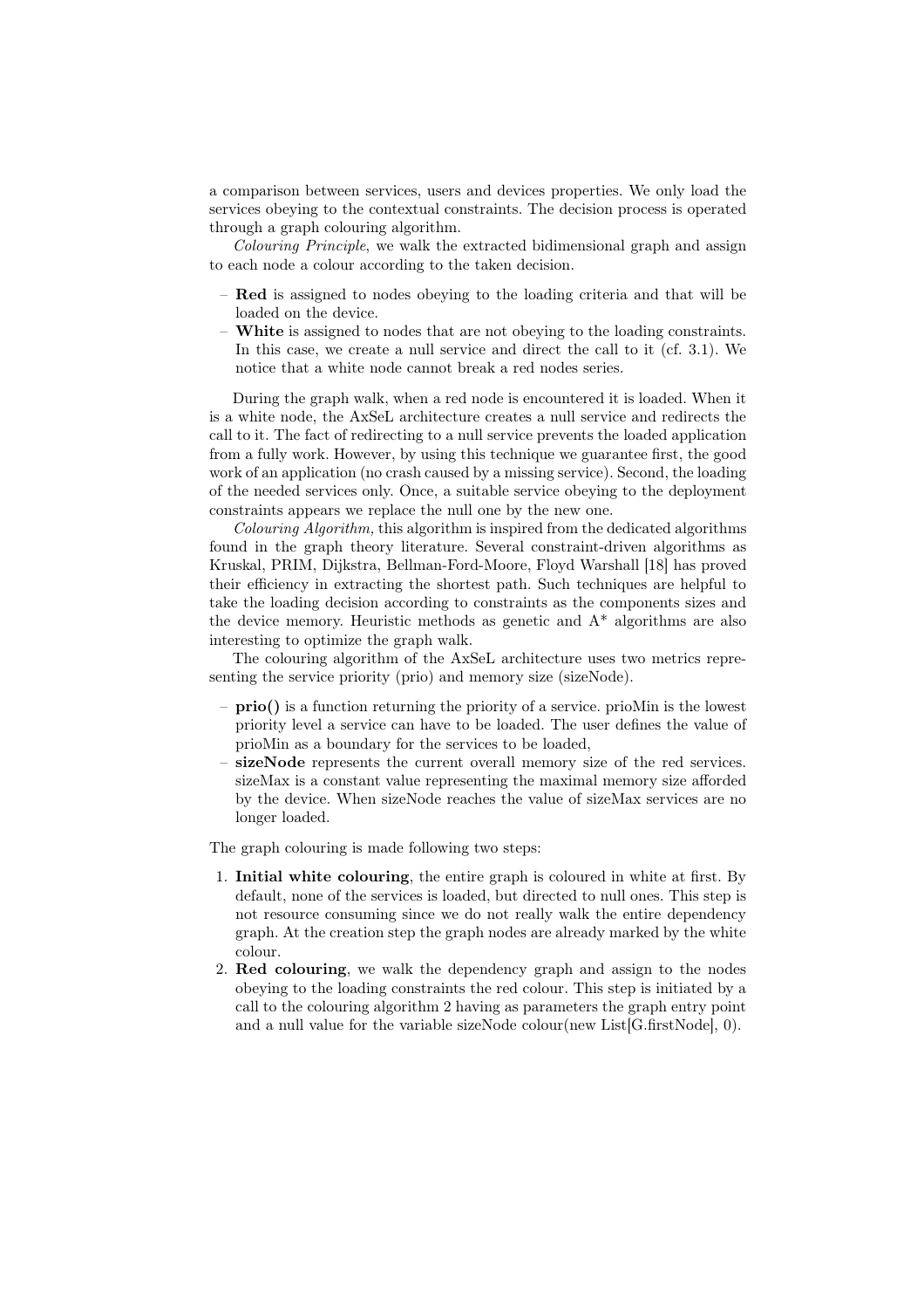a comparison between services, users and devices properties. We only load the services obeying to the contextual constraints. The decision process is operated through a graph colouring algorithm.

*Colouring Principle*, we walk the extracted bidimensional graph and assign to each node a colour according to the taken decision.

- **Red** is assigned to nodes obeying to the loading criteria and that will be loaded on the device.
- **White** is assigned to nodes that are not obeying to the loading constraints. In this case, we create a null service and direct the call to it (cf. 3.1). We notice that a white node cannot break a red nodes series.

During the graph walk, when a red node is encountered it is loaded. When it is a white node, the AxSeL architecture creates a null service and redirects the call to it. The fact of redirecting to a null service prevents the loaded application from a fully work. However, by using this technique we guarantee first, the good work of an application (no crash caused by a missing service). Second, the loading of the needed services only. Once, a suitable service obeying to the deployment constraints appears we replace the null one by the new one.

*Colouring Algorithm,* this algorithm is inspired from the dedicated algorithms found in the graph theory literature. Several constraint-driven algorithms as Kruskal, PRIM, Dijkstra, Bellman-Ford-Moore, Floyd Warshall [18] has proved their efficiency in extracting the shortest path. Such techniques are helpful to take the loading decision according to constraints as the components sizes and the device memory. Heuristic methods as genetic and A* algorithms are also interesting to optimize the graph walk.

The colouring algorithm of the AxSeL architecture uses two metrics representing the service priority (prio) and memory size (sizeNode).

- **prio()** is a function returning the priority of a service. prioMin is the lowest priority level a service can have to be loaded. The user defines the value of prioMin as a boundary for the services to be loaded,
- **sizeNode** represents the current overall memory size of the red services. sizeMax is a constant value representing the maximal memory size afforded by the device. When sizeNode reaches the value of sizeMax services are no longer loaded.

The graph colouring is made following two steps:

1. **Initial white colouring**, the entire graph is coloured in white at first. By default, none of the services is loaded, but directed to null ones. This step is not resource consuming since we do not really walk the entire dependency graph. At the creation step the graph nodes are already marked by the white colour.
2. **Red colouring**, we walk the dependency graph and assign to the nodes obeying to the loading constraints the red colour. This step is initiated by a call to the colouring algorithm 2 having as parameters the graph entry point and a null value for the variable sizeNode colour(new List[G.firstNode], 0).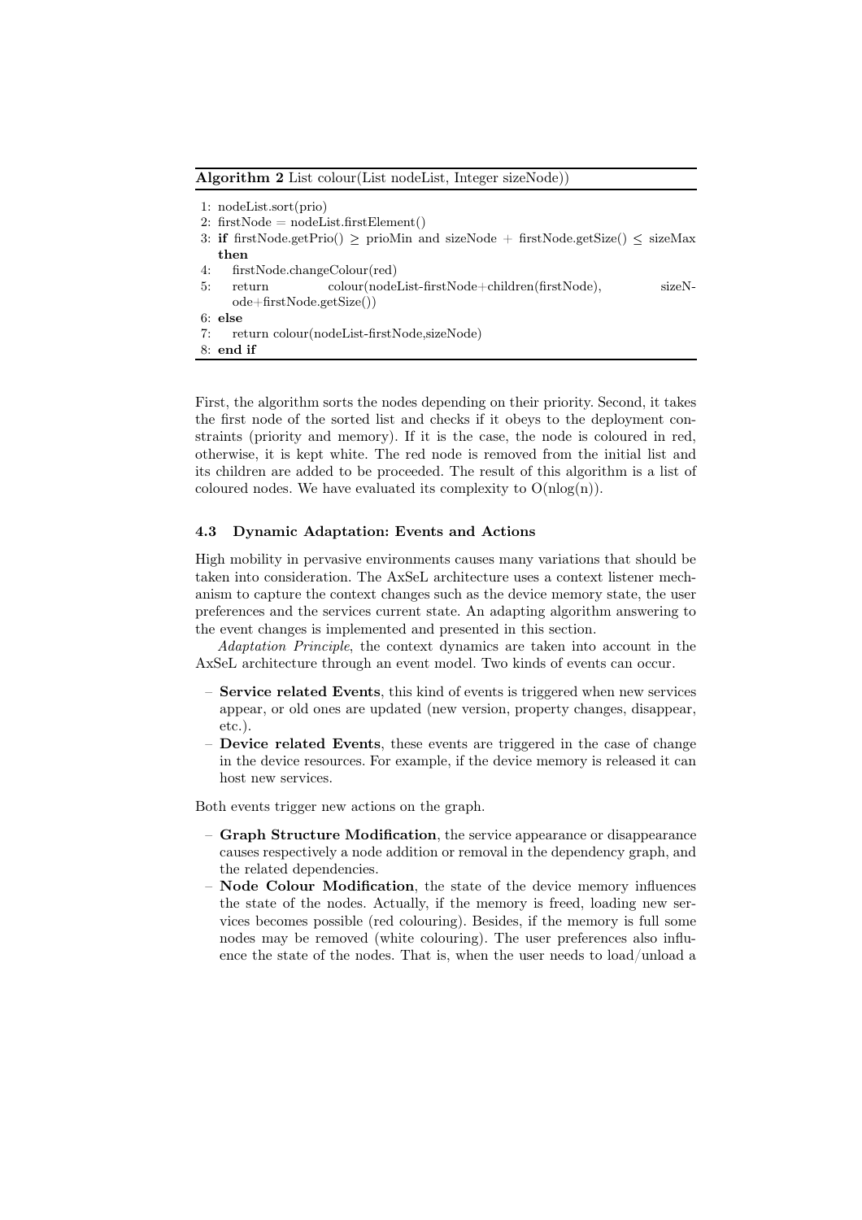**Algorithm 2** List colour(List nodeList, Integer sizeNode))

```
1: nodeList.sort(prio)
2: firstNode = nodeList.firstElement()
3: if firstNode.getPrio() ≥ prioMin and sizeNode + firstNode.getSize() ≤ sizeMax
   then
4:    firstNode.changeColour(red)
5:    return colour(nodeList-firstNode+children(firstNode), sizeNode+firstNode.getSize())
6: else
7:    return colour(nodeList-firstNode,sizeNode)
8: end if
```

First, the algorithm sorts the nodes depending on their priority. Second, it takes the first node of the sorted list and checks if it obeys to the deployment constraints (priority and memory). If it is the case, the node is coloured in red, otherwise, it is kept white. The red node is removed from the initial list and its children are added to be proceeded. The result of this algorithm is a list of coloured nodes. We have evaluated its complexity to $O(n\log(n))$.

### 4.3 Dynamic Adaptation: Events and Actions

High mobility in pervasive environments causes many variations that should be taken into consideration. The AxSeL architecture uses a context listener mechanism to capture the context changes such as the device memory state, the user preferences and the services current state. An adapting algorithm answering to the event changes is implemented and presented in this section.

*Adaptation Principle*, the context dynamics are taken into account in the AxSeL architecture through an event model. Two kinds of events can occur.

- **Service related Events**, this kind of events is triggered when new services appear, or old ones are updated (new version, property changes, disappear, etc.).
- **Device related Events**, these events are triggered in the case of change in the device resources. For example, if the device memory is released it can host new services.

Both events trigger new actions on the graph.

- **Graph Structure Modification**, the service appearance or disappearance causes respectively a node addition or removal in the dependency graph, and the related dependencies.
- **Node Colour Modification**, the state of the device memory influences the state of the nodes. Actually, if the memory is freed, loading new services becomes possible (red colouring). Besides, if the memory is full some nodes may be removed (white colouring). The user preferences also influence the state of the nodes. That is, when the user needs to load/unload a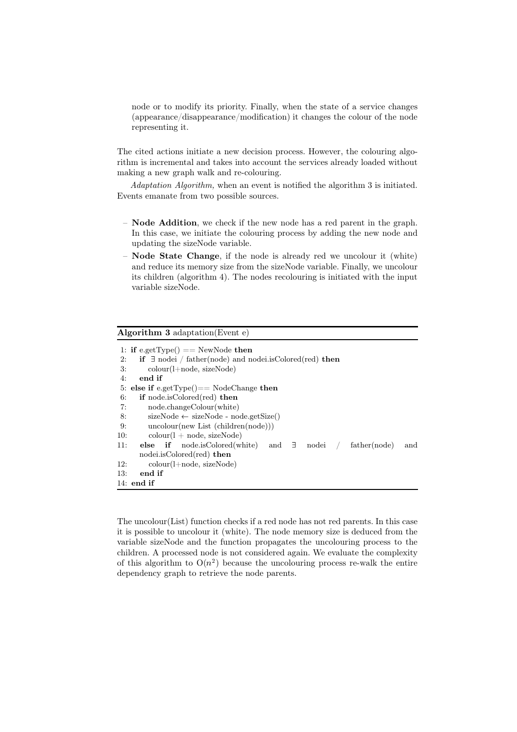node or to modify its priority. Finally, when the state of a service changes (appearance/disappearance/modification) it changes the colour of the node representing it.

The cited actions initiate a new decision process. However, the colouring algorithm is incremental and takes into account the services already loaded without making a new graph walk and re-colouring.

*Adaptation Algorithm,* when an event is notified the algorithm 3 is initiated. Events emanate from two possible sources.

- **Node Addition**, we check if the new node has a red parent in the graph. In this case, we initiate the colouring process by adding the new node and updating the sizeNode variable.
- **Node State Change**, if the node is already red we uncolour it (white) and reduce its memory size from the sizeNode variable. Finally, we uncolour its children (algorithm 4). The nodes recolouring is initiated with the input variable sizeNode.

**Algorithm 3** adaptation(Event e)

```
1:  if e.getType() == NewNode then
2:     if ∃ nodei / father(node) and nodei.isColored(red) then
3:        colour(l+node, sizeNode)
4:     end if
5:  else if e.getType()== NodeChange then
6:     if node.isColored(red) then
7:        node.changeColour(white)
8:        sizeNode ← sizeNode - node.getSize()
9:        uncolour(new List (children(node)))
10:       colour(l + node, sizeNode)
11:    else if node.isColored(white) and ∃ nodei / father(node) and
       nodei.isColored(red) then
12:       colour(l+node, sizeNode)
13:    end if
14: end if
```

The uncolour(List) function checks if a red node has not red parents. In this case it is possible to uncolour it (white). The node memory size is deduced from the variable sizeNode and the function propagates the uncolouring process to the children. A processed node is not considered again. We evaluate the complexity of this algorithm to $O(n^2)$ because the uncolouring process re-walk the entire dependency graph to retrieve the node parents.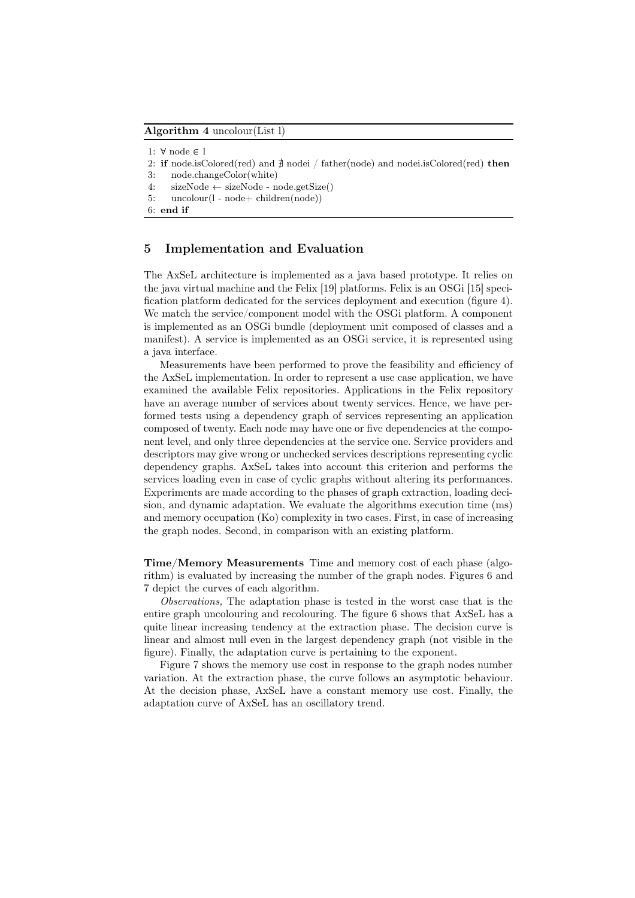**Algorithm 4** uncolour(List l)

```
1: ∀ node ∈ l
2: if node.isColored(red) and ∄ nodei / father(node) and nodei.isColored(red) then
3:    node.changeColor(white)
4:    sizeNode ← sizeNode - node.getSize()
5:    uncolour(l - node+ children(node))
6: end if
```

## 5 Implementation and Evaluation

The AxSeL architecture is implemented as a java based prototype. It relies on the java virtual machine and the Felix [19] platforms. Felix is an OSGi [15] specification platform dedicated for the services deployment and execution (figure 4). We match the service/component model with the OSGi platform. A component is implemented as an OSGi bundle (deployment unit composed of classes and a manifest). A service is implemented as an OSGi service, it is represented using a java interface.

Measurements have been performed to prove the feasibility and efficiency of the AxSeL implementation. In order to represent a use case application, we have examined the available Felix repositories. Applications in the Felix repository have an average number of services about twenty services. Hence, we have performed tests using a dependency graph of services representing an application composed of twenty. Each node may have one or five dependencies at the component level, and only three dependencies at the service one. Service providers and descriptors may give wrong or unchecked services descriptions representing cyclic dependency graphs. AxSeL takes into account this criterion and performs the services loading even in case of cyclic graphs without altering its performances. Experiments are made according to the phases of graph extraction, loading decision, and dynamic adaptation. We evaluate the algorithms execution time (ms) and memory occupation (Ko) complexity in two cases. First, in case of increasing the graph nodes. Second, in comparison with an existing platform.

**Time/Memory Measurements** Time and memory cost of each phase (algorithm) is evaluated by increasing the number of the graph nodes. Figures 6 and 7 depict the curves of each algorithm.

*Observations,* The adaptation phase is tested in the worst case that is the entire graph uncolouring and recolouring. The figure 6 shows that AxSeL has a quite linear increasing tendency at the extraction phase. The decision curve is linear and almost null even in the largest dependency graph (not visible in the figure). Finally, the adaptation curve is pertaining to the exponent.

Figure 7 shows the memory use cost in response to the graph nodes number variation. At the extraction phase, the curve follows an asymptotic behaviour. At the decision phase, AxSeL have a constant memory use cost. Finally, the adaptation curve of AxSeL has an oscillatory trend.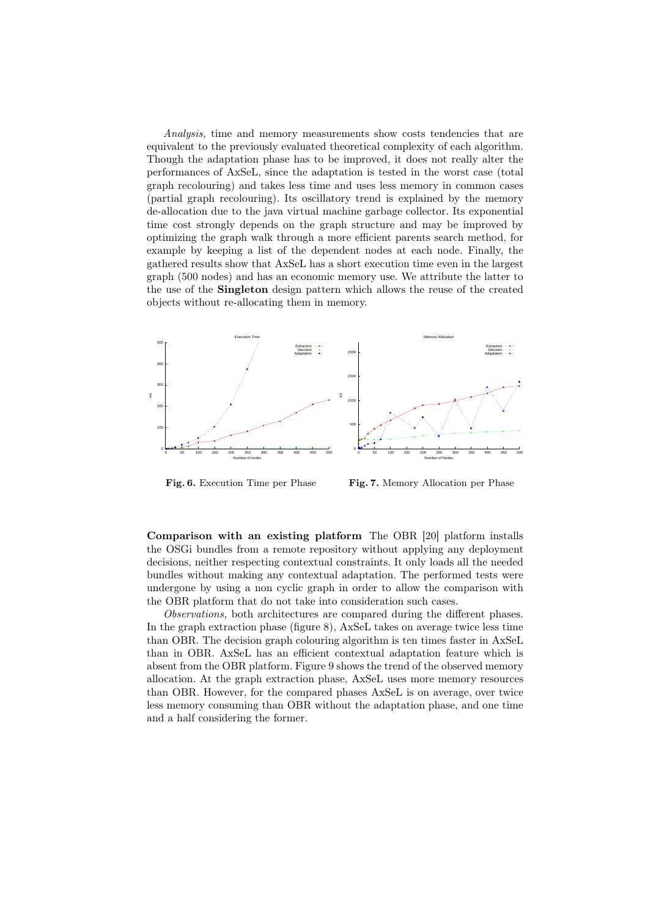*Analysis,* time and memory measurements show costs tendencies that are equivalent to the previously evaluated theoretical complexity of each algorithm. Though the adaptation phase has to be improved, it does not really alter the performances of AxSeL, since the adaptation is tested in the worst case (total graph recolouring) and takes less time and uses less memory in common cases (partial graph recolouring). Its oscillatory trend is explained by the memory de-allocation due to the java virtual machine garbage collector. Its exponential time cost strongly depends on the graph structure and may be improved by optimizing the graph walk through a more efficient parents search method, for example by keeping a list of the dependent nodes at each node. Finally, the gathered results show that AxSeL has a short execution time even in the largest graph (500 nodes) and has an economic memory use. We attribute the latter to the use of the **Singleton** design pattern which allows the reuse of the created objects without re-allocating them in memory.

Execution Time

Extraction
Decision
Adaptation

ms

0 50 100 150 200 250 300 350 400 450 500

0 100 200 300 400 500

Number of nodes

**Fig. 6.** Execution Time per Phase

Memory Allocation

Extraction
Decision
Adaptation

Ko

0 500 1000 1500 2000

0 50 100 150 200 250 300 350 400 450 500

Number of Nodes

**Fig. 7.** Memory Allocation per Phase

**Comparison with an existing platform** The OBR [20] platform installs the OSGi bundles from a remote repository without applying any deployment decisions, neither respecting contextual constraints. It only loads all the needed bundles without making any contextual adaptation. The performed tests were undergone by using a non cyclic graph in order to allow the comparison with the OBR platform that do not take into consideration such cases.

*Observations,* both architectures are compared during the different phases. In the graph extraction phase (figure 8), AxSeL takes on average twice less time than OBR. The decision graph colouring algorithm is ten times faster in AxSeL than in OBR. AxSeL has an efficient contextual adaptation feature which is absent from the OBR platform. Figure 9 shows the trend of the observed memory allocation. At the graph extraction phase, AxSeL uses more memory resources than OBR. However, for the compared phases AxSeL is on average, over twice less memory consuming than OBR without the adaptation phase, and one time and a half considering the former.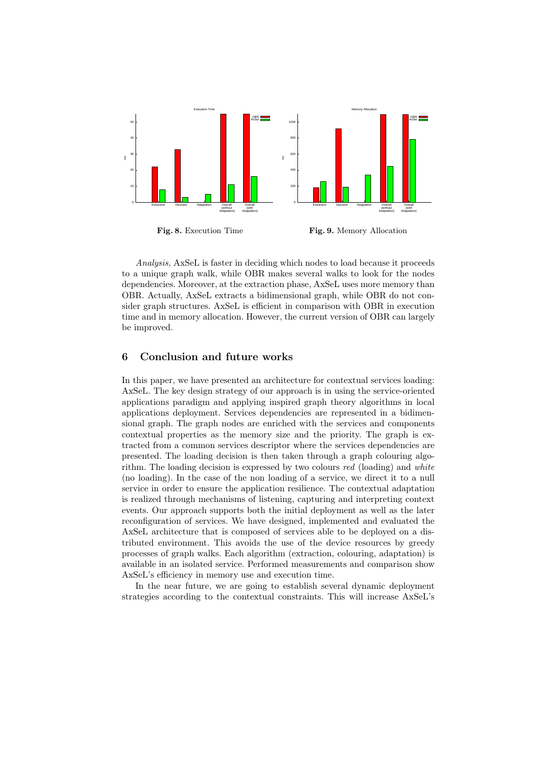**Fig. 8.** Execution Time

**Fig. 9.** Memory Allocation

*Analysis,* AxSeL is faster in deciding which nodes to load because it proceeds to a unique graph walk, while OBR makes several walks to look for the nodes dependencies. Moreover, at the extraction phase, AxSeL uses more memory than OBR. Actually, AxSeL extracts a bidimensional graph, while OBR do not consider graph structures. AxSeL is efficient in comparison with OBR in execution time and in memory allocation. However, the current version of OBR can largely be improved.

## 6 Conclusion and future works

In this paper, we have presented an architecture for contextual services loading: AxSeL. The key design strategy of our approach is in using the service-oriented applications paradigm and applying inspired graph theory algorithms in local applications deployment. Services dependencies are represented in a bidimensional graph. The graph nodes are enriched with the services and components contextual properties as the memory size and the priority. The graph is extracted from a common services descriptor where the services dependencies are presented. The loading decision is then taken through a graph colouring algorithm. The loading decision is expressed by two colours *red* (loading) and *white* (no loading). In the case of the non loading of a service, we direct it to a null service in order to ensure the application resilience. The contextual adaptation is realized through mechanisms of listening, capturing and interpreting context events. Our approach supports both the initial deployment as well as the later reconfiguration of services. We have designed, implemented and evaluated the AxSeL architecture that is composed of services able to be deployed on a distributed environment. This avoids the use of the device resources by greedy processes of graph walks. Each algorithm (extraction, colouring, adaptation) is available in an isolated service. Performed measurements and comparison show AxSeL's efficiency in memory use and execution time.

In the near future, we are going to establish several dynamic deployment strategies according to the contextual constraints. This will increase AxSeL's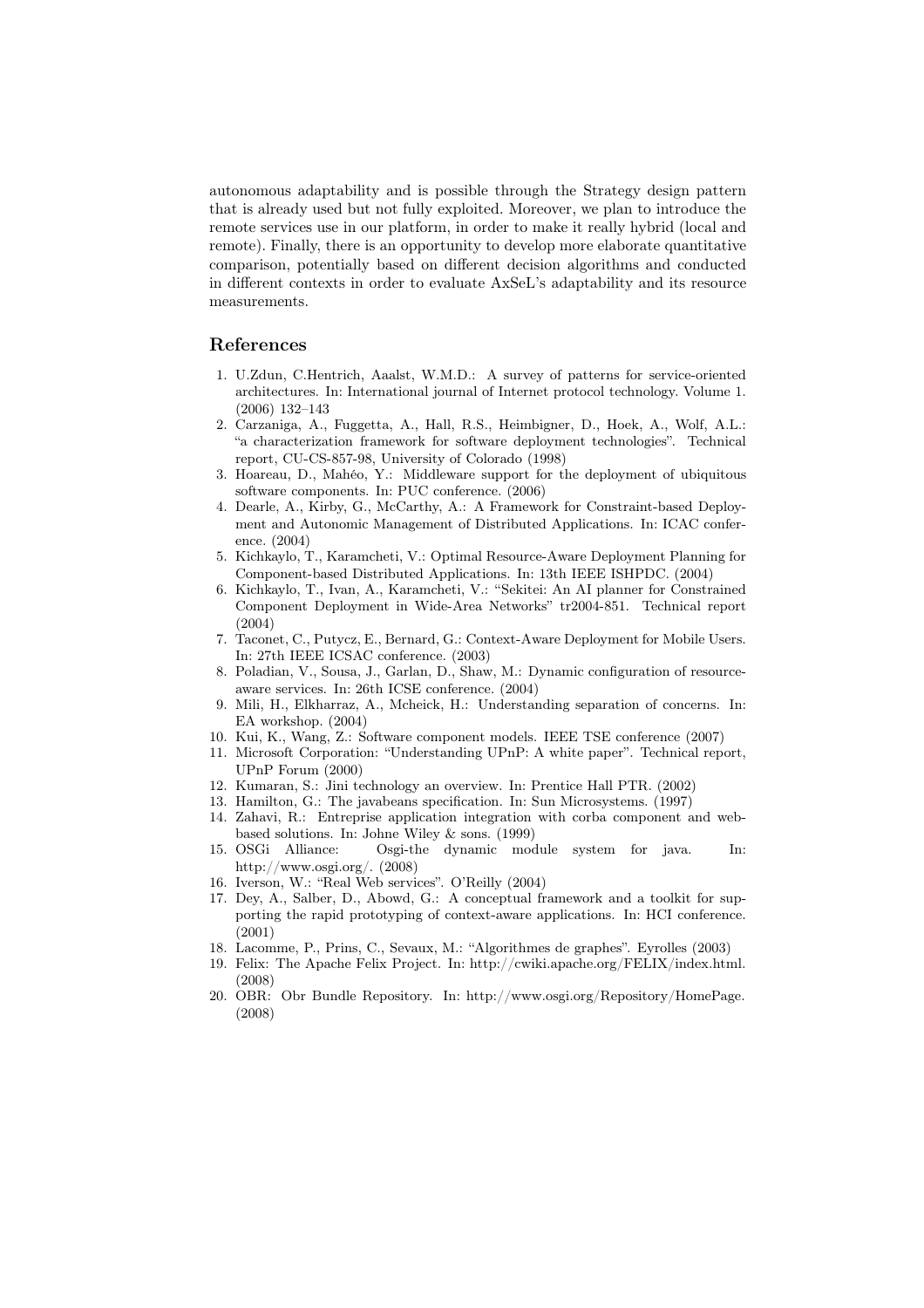autonomous adaptability and is possible through the Strategy design pattern that is already used but not fully exploited. Moreover, we plan to introduce the remote services use in our platform, in order to make it really hybrid (local and remote). Finally, there is an opportunity to develop more elaborate quantitative comparison, potentially based on different decision algorithms and conducted in different contexts in order to evaluate AxSeL's adaptability and its resource measurements.

## References

1. U.Zdun, C.Hentrich, Aaalst, W.M.D.: A survey of patterns for service-oriented architectures. In: International journal of Internet protocol technology. Volume 1. (2006) 132–143
2. Carzaniga, A., Fuggetta, A., Hall, R.S., Heimbigner, D., Hoek, A., Wolf, A.L.: "a characterization framework for software deployment technologies". Technical report, CU-CS-857-98, University of Colorado (1998)
3. Hoareau, D., Mahéo, Y.: Middleware support for the deployment of ubiquitous software components. In: PUC conference. (2006)
4. Dearle, A., Kirby, G., McCarthy, A.: A Framework for Constraint-based Deployment and Autonomic Management of Distributed Applications. In: ICAC conference. (2004)
5. Kichkaylo, T., Karamcheti, V.: Optimal Resource-Aware Deployment Planning for Component-based Distributed Applications. In: 13th IEEE ISHPDC. (2004)
6. Kichkaylo, T., Ivan, A., Karamcheti, V.: "Sekitei: An AI planner for Constrained Component Deployment in Wide-Area Networks" tr2004-851. Technical report (2004)
7. Taconet, C., Putycz, E., Bernard, G.: Context-Aware Deployment for Mobile Users. In: 27th IEEE ICSAC conference. (2003)
8. Poladian, V., Sousa, J., Garlan, D., Shaw, M.: Dynamic configuration of resource-aware services. In: 26th ICSE conference. (2004)
9. Mili, H., Elkharraz, A., Mcheick, H.: Understanding separation of concerns. In: EA workshop. (2004)
10. Kui, K., Wang, Z.: Software component models. IEEE TSE conference (2007)
11. Microsoft Corporation: "Understanding UPnP: A white paper". Technical report, UPnP Forum (2000)
12. Kumaran, S.: Jini technology an overview. In: Prentice Hall PTR. (2002)
13. Hamilton, G.: The javabeans specification. In: Sun Microsystems. (1997)
14. Zahavi, R.: Entreprise application integration with corba component and web-based solutions. In: Johne Wiley & sons. (1999)
15. OSGi Alliance: Osgi-the dynamic module system for java. In: http://www.osgi.org/. (2008)
16. Iverson, W.: "Real Web services". O'Reilly (2004)
17. Dey, A., Salber, D., Abowd, G.: A conceptual framework and a toolkit for supporting the rapid prototyping of context-aware applications. In: HCI conference. (2001)
18. Lacomme, P., Prins, C., Sevaux, M.: "Algorithmes de graphes". Eyrolles (2003)
19. Felix: The Apache Felix Project. In: http://cwiki.apache.org/FELIX/index.html. (2008)
20. OBR: Obr Bundle Repository. In: http://www.osgi.org/Repository/HomePage. (2008)